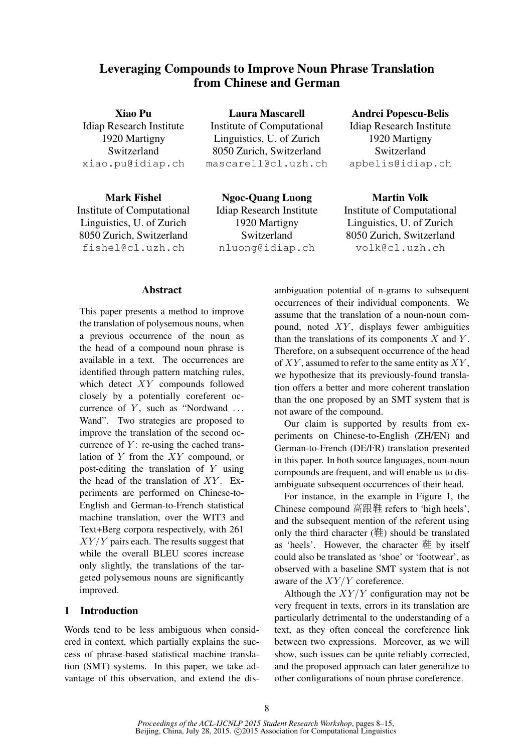# Leveraging Compounds to Improve Noun Phrase Translation from Chinese and German

**Xiao Pu**
Idiap Research Institute
1920 Martigny
Switzerland
xiao.pu@idiap.ch

**Laura Mascarell**
Institute of Computational Linguistics, U. of Zurich
8050 Zurich, Switzerland
mascarell@cl.uzh.ch

**Andrei Popescu-Belis**
Idiap Research Institute
1920 Martigny
Switzerland
apbelis@idiap.ch

**Mark Fishel**
Institute of Computational Linguistics, U. of Zurich
8050 Zurich, Switzerland
fishel@cl.uzh.ch

**Ngoc-Quang Luong**
Idiap Research Institute
1920 Martigny
Switzerland
nluong@idiap.ch

**Martin Volk**
Institute of Computational Linguistics, U. of Zurich
8050 Zurich, Switzerland
volk@cl.uzh.ch

## Abstract

This paper presents a method to improve the translation of polysemous nouns, when a previous occurrence of the noun as the head of a compound noun phrase is available in a text. The occurrences are identified through pattern matching rules, which detect $XY$ compounds followed closely by a potentially coreferent occurrence of $Y$, such as "Nordwand ... Wand". Two strategies are proposed to improve the translation of the second occurrence of $Y$: re-using the cached translation of $Y$ from the $XY$ compound, or post-editing the translation of $Y$ using the head of the translation of $XY$. Experiments are performed on Chinese-to-English and German-to-French statistical machine translation, over the WIT3 and Text+Berg corpora respectively, with 261 $XY/Y$ pairs each. The results suggest that while the overall BLEU scores increase only slightly, the translations of the targeted polysemous nouns are significantly improved.

## 1 Introduction

Words tend to be less ambiguous when considered in context, which partially explains the success of phrase-based statistical machine translation (SMT) systems. In this paper, we take advantage of this observation, and extend the disambiguation potential of n-grams to subsequent occurrences of their individual components. We assume that the translation of a noun-noun compound, noted $XY$, displays fewer ambiguities than the translations of its components $X$ and $Y$. Therefore, on a subsequent occurrence of the head of $XY$, assumed to refer to the same entity as $XY$, we hypothesize that its previously-found translation offers a better and more coherent translation than the one proposed by an SMT system that is not aware of the compound.

Our claim is supported by results from experiments on Chinese-to-English (ZH/EN) and German-to-French (DE/FR) translation presented in this paper. In both source languages, noun-noun compounds are frequent, and will enable us to disambiguate subsequent occurrences of their head.

For instance, in the example in Figure 1, the Chinese compound 高跟鞋 refers to 'high heels', and the subsequent mention of the referent using only the third character (鞋) should be translated as 'heels'. However, the character 鞋 by itself could also be translated as 'shoe' or 'footwear', as observed with a baseline SMT system that is not aware of the $XY/Y$ coreference.

Although the $XY/Y$ configuration may not be very frequent in texts, errors in its translation are particularly detrimental to the understanding of a text, as they often conceal the coreference link between two expressions. Moreover, as we will show, such issues can be quite reliably corrected, and the proposed approach can later generalize to other configurations of noun phrase coreference.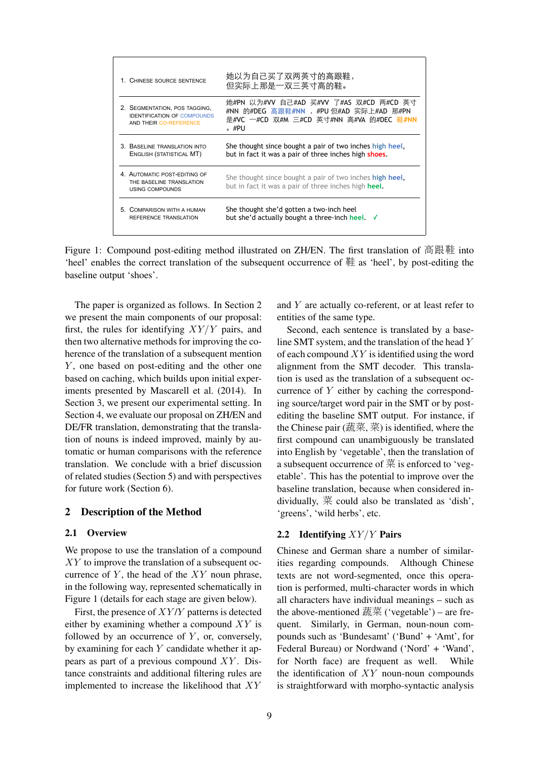| | |
|---|---|
| 1. Chinese source sentence | 她以为自己买了双两英寸的高跟鞋，<br>但实际上那是一双三英寸高的鞋。 |
| 2. Segmentation, POS tagging, identification of compounds and their co-reference | 她#PN 以为#VV 自己#AD 买#VV 了#AS 双#CD 两#CD 英寸#NN 的#DEG 高跟鞋#NN ，#PU 但#AD 实际上#AD 那#PN 是#VC 一#CD 双#M 三#CD 英寸#NN 高#VA 的#DEC 鞋#NN 。#PU |
| 3. Baseline translation into English (statistical MT) | She thought since bought a pair of two inches high heel,<br>but in fact it was a pair of three inches high shoes. |
| 4. Automatic post-editing of the baseline translation using compounds | She thought since bought a pair of two inches high heel,<br>but in fact it was a pair of three inches high heel. |
| 5. Comparison with a human reference translation | She thought she'd gotten a two-inch heel<br>but she'd actually bought a three-inch heel. ✓ |

Figure 1: Compound post-editing method illustrated on ZH/EN. The first translation of 高跟鞋 into 'heel' enables the correct translation of the subsequent occurrence of 鞋 as 'heel', by post-editing the baseline output 'shoes'.

The paper is organized as follows. In Section 2 we present the main components of our proposal: first, the rules for identifying $XY/Y$ pairs, and then two alternative methods for improving the coherence of the translation of a subsequent mention $Y$, one based on post-editing and the other one based on caching, which builds upon initial experiments presented by Mascarell et al. (2014). In Section 3, we present our experimental setting. In Section 4, we evaluate our proposal on ZH/EN and DE/FR translation, demonstrating that the translation of nouns is indeed improved, mainly by automatic or human comparisons with the reference translation. We conclude with a brief discussion of related studies (Section 5) and with perspectives for future work (Section 6).

## 2 Description of the Method

### 2.1 Overview

We propose to use the translation of a compound $XY$ to improve the translation of a subsequent occurrence of $Y$, the head of the $XY$ noun phrase, in the following way, represented schematically in Figure 1 (details for each stage are given below).

First, the presence of $XY/Y$ patterns is detected either by examining whether a compound $XY$ is followed by an occurrence of $Y$, or, conversely, by examining for each $Y$ candidate whether it appears as part of a previous compound $XY$. Distance constraints and additional filtering rules are implemented to increase the likelihood that $XY$ and $Y$ are actually co-referent, or at least refer to entities of the same type.

Second, each sentence is translated by a baseline SMT system, and the translation of the head $Y$ of each compound $XY$ is identified using the word alignment from the SMT decoder. This translation is used as the translation of a subsequent occurrence of $Y$ either by caching the corresponding source/target word pair in the SMT or by post-editing the baseline SMT output. For instance, if the Chinese pair (蔬菜, 菜) is identified, where the first compound can unambiguously be translated into English by 'vegetable', then the translation of a subsequent occurrence of 菜 is enforced to 'vegetable'. This has the potential to improve over the baseline translation, because when considered individually, 菜 could also be translated as 'dish', 'greens', 'wild herbs', etc.

### 2.2 Identifying $XY/Y$ Pairs

Chinese and German share a number of similarities regarding compounds. Although Chinese texts are not word-segmented, once this operation is performed, multi-character words in which all characters have individual meanings – such as the above-mentioned 蔬菜 ('vegetable') – are frequent. Similarly, in German, noun-noun compounds such as 'Bundesamt' ('Bund' + 'Amt', for Federal Bureau) or Nordwand ('Nord' + 'Wand', for North face) are frequent as well. While the identification of $XY$ noun-noun compounds is straightforward with morpho-syntactic analysis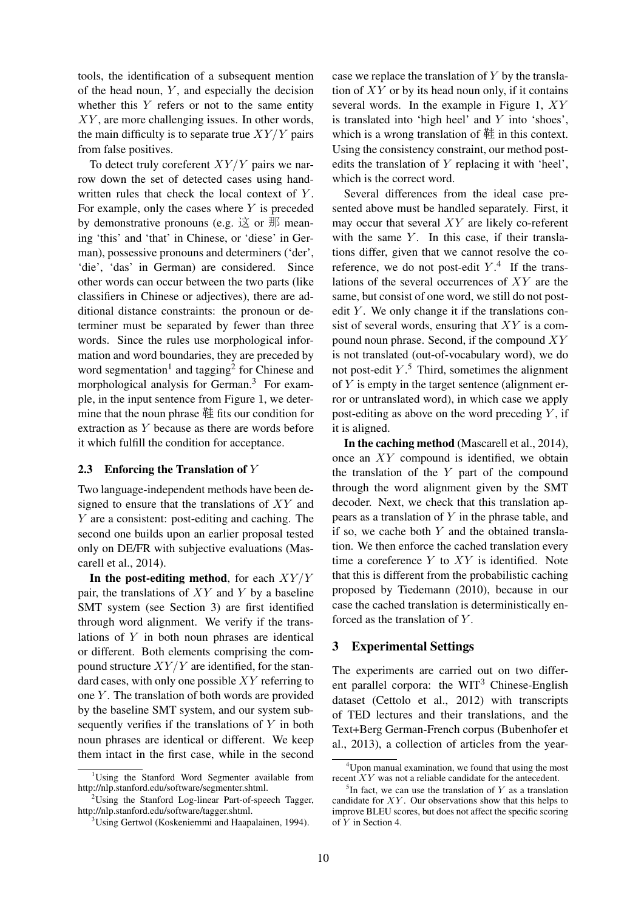tools, the identification of a subsequent mention of the head noun, $Y$, and especially the decision whether this $Y$ refers or not to the same entity $XY$, are more challenging issues. In other words, the main difficulty is to separate true $XY/Y$ pairs from false positives.

To detect truly coreferent $XY/Y$ pairs we narrow down the set of detected cases using handwritten rules that check the local context of $Y$. For example, only the cases where $Y$ is preceded by demonstrative pronouns (e.g. 这 or 那 meaning 'this' and 'that' in Chinese, or 'diese' in German), possessive pronouns and determiners ('der', 'die', 'das' in German) are considered. Since other words can occur between the two parts (like classifiers in Chinese or adjectives), there are additional distance constraints: the pronoun or determiner must be separated by fewer than three words. Since the rules use morphological information and word boundaries, they are preceded by word segmentation[1] and tagging[2] for Chinese and morphological analysis for German.[3] For example, in the input sentence from Figure 1, we determine that the noun phrase 鞋 fits our condition for extraction as $Y$ because as there are words before it which fulfill the condition for acceptance.

### 2.3 Enforcing the Translation of $Y$

Two language-independent methods have been designed to ensure that the translations of $XY$ and $Y$ are a consistent: post-editing and caching. The second one builds upon an earlier proposal tested only on DE/FR with subjective evaluations (Mascarell et al., 2014).

**In the post-editing method**, for each $XY/Y$ pair, the translations of $XY$ and $Y$ by a baseline SMT system (see Section 3) are first identified through word alignment. We verify if the translations of $Y$ in both noun phrases are identical or different. Both elements comprising the compound structure $XY/Y$ are identified, for the standard cases, with only one possible $XY$ referring to one $Y$. The translation of both words are provided by the baseline SMT system, and our system subsequently verifies if the translations of $Y$ in both noun phrases are identical or different. We keep them intact in the first case, while in the second case we replace the translation of $Y$ by the translation of $XY$ or by its head noun only, if it contains several words. In the example in Figure 1, $XY$ is translated into 'high heel' and $Y$ into 'shoes', which is a wrong translation of 鞋 in this context. Using the consistency constraint, our method post-edits the translation of $Y$ replacing it with 'heel', which is the correct word.

Several differences from the ideal case presented above must be handled separately. First, it may occur that several $XY$ are likely co-referent with the same $Y$. In this case, if their translations differ, given that we cannot resolve the co-reference, we do not post-edit $Y$.[4] If the translations of the several occurrences of $XY$ are the same, but consist of one word, we still do not post-edit $Y$. We only change it if the translations consist of several words, ensuring that $XY$ is a compound noun phrase. Second, if the compound $XY$ is not translated (out-of-vocabulary word), we do not post-edit $Y$.[5] Third, sometimes the alignment of $Y$ is empty in the target sentence (alignment error or untranslated word), in which case we apply post-editing as above on the word preceding $Y$, if it is aligned.

**In the caching method** (Mascarell et al., 2014), once an $XY$ compound is identified, we obtain the translation of the $Y$ part of the compound through the word alignment given by the SMT decoder. Next, we check that this translation appears as a translation of $Y$ in the phrase table, and if so, we cache both $Y$ and the obtained translation. We then enforce the cached translation every time a coreference $Y$ to $XY$ is identified. Note that this is different from the probabilistic caching proposed by Tiedemann (2010), because in our case the cached translation is deterministically enforced as the translation of $Y$.

## 3 Experimental Settings

The experiments are carried out on two different parallel corpora: the WIT[3] Chinese-English dataset (Cettolo et al., 2012) with transcripts of TED lectures and their translations, and the Text+Berg German-French corpus (Bubenhofer et al., 2013), a collection of articles from the year-

---

[1] Using the Stanford Word Segmenter available from http://nlp.stanford.edu/software/segmenter.shtml.

[2] Using the Stanford Log-linear Part-of-speech Tagger, http://nlp.stanford.edu/software/tagger.shtml.

[3] Using Gertwol (Koskeniemmi and Haapalainen, 1994).

[4] Upon manual examination, we found that using the most recent $XY$ was not a reliable candidate for the antecedent.

[5] In fact, we can use the translation of $Y$ as a translation candidate for $XY$. Our observations show that this helps to improve BLEU scores, but does not affect the specific scoring of $Y$ in Section 4.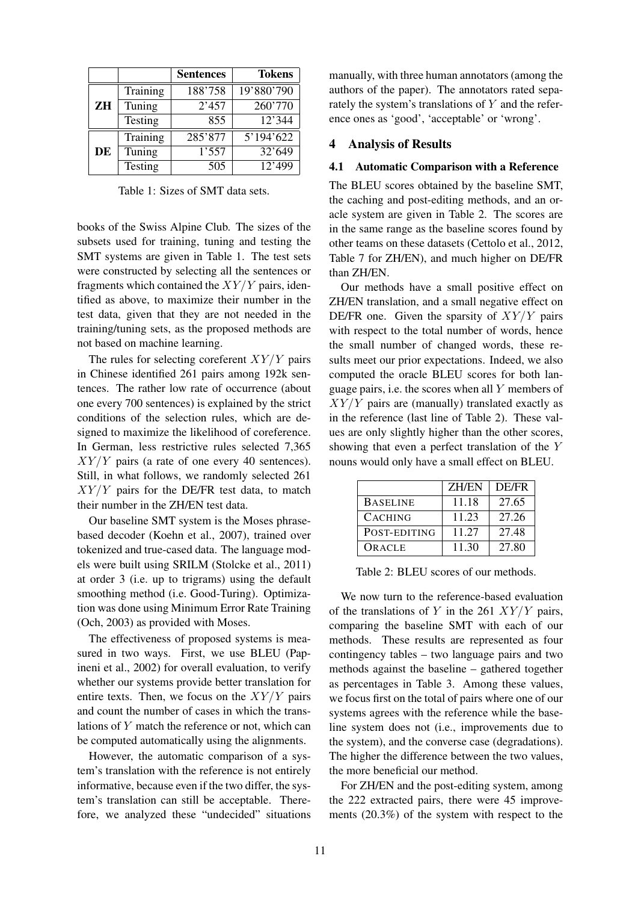| | | Sentences | Tokens |
|---|---|---|---|
| **ZH** | Training | 188'758 | 19'880'790 |
| | Tuning | 2'457 | 260'770 |
| | Testing | 855 | 12'344 |
| **DE** | Training | 285'877 | 5'194'622 |
| | Tuning | 1'557 | 32'649 |
| | Testing | 505 | 12'499 |

Table 1: Sizes of SMT data sets.

books of the Swiss Alpine Club. The sizes of the subsets used for training, tuning and testing the SMT systems are given in Table 1. The test sets were constructed by selecting all the sentences or fragments which contained the $XY/Y$ pairs, identified as above, to maximize their number in the test data, given that they are not needed in the training/tuning sets, as the proposed methods are not based on machine learning.

The rules for selecting coreferent $XY/Y$ pairs in Chinese identified 261 pairs among 192k sentences. The rather low rate of occurrence (about one every 700 sentences) is explained by the strict conditions of the selection rules, which are designed to maximize the likelihood of coreference. In German, less restrictive rules selected 7,365 $XY/Y$ pairs (a rate of one every 40 sentences). Still, in what follows, we randomly selected 261 $XY/Y$ pairs for the DE/FR test data, to match their number in the ZH/EN test data.

Our baseline SMT system is the Moses phrase-based decoder (Koehn et al., 2007), trained over tokenized and true-cased data. The language models were built using SRILM (Stolcke et al., 2011) at order 3 (i.e. up to trigrams) using the default smoothing method (i.e. Good-Turing). Optimization was done using Minimum Error Rate Training (Och, 2003) as provided with Moses.

The effectiveness of proposed systems is measured in two ways. First, we use BLEU (Papineni et al., 2002) for overall evaluation, to verify whether our systems provide better translation for entire texts. Then, we focus on the $XY/Y$ pairs and count the number of cases in which the translations of $Y$ match the reference or not, which can be computed automatically using the alignments.

However, the automatic comparison of a system's translation with the reference is not entirely informative, because even if the two differ, the system's translation can still be acceptable. Therefore, we analyzed these "undecided" situations manually, with three human annotators (among the authors of the paper). The annotators rated separately the system's translations of $Y$ and the reference ones as 'good', 'acceptable' or 'wrong'.

## 4 Analysis of Results

### 4.1 Automatic Comparison with a Reference

The BLEU scores obtained by the baseline SMT, the caching and post-editing methods, and an oracle system are given in Table 2. The scores are in the same range as the baseline scores found by other teams on these datasets (Cettolo et al., 2012, Table 7 for ZH/EN), and much higher on DE/FR than ZH/EN.

Our methods have a small positive effect on ZH/EN translation, and a small negative effect on DE/FR one. Given the sparsity of $XY/Y$ pairs with respect to the total number of words, hence the small number of changed words, these results meet our prior expectations. Indeed, we also computed the oracle BLEU scores for both language pairs, i.e. the scores when all $Y$ members of $XY/Y$ pairs are (manually) translated exactly as in the reference (last line of Table 2). These values are only slightly higher than the other scores, showing that even a perfect translation of the $Y$ nouns would only have a small effect on BLEU.

| | ZH/EN | DE/FR |
|---|---|---|
| BASELINE | 11.18 | 27.65 |
| CACHING | 11.23 | 27.26 |
| POST-EDITING | 11.27 | 27.48 |
| ORACLE | 11.30 | 27.80 |

Table 2: BLEU scores of our methods.

We now turn to the reference-based evaluation of the translations of $Y$ in the 261 $XY/Y$ pairs, comparing the baseline SMT with each of our methods. These results are represented as four contingency tables – two language pairs and two methods against the baseline – gathered together as percentages in Table 3. Among these values, we focus first on the total of pairs where one of our systems agrees with the reference while the baseline system does not (i.e., improvements due to the system), and the converse case (degradations). The higher the difference between the two values, the more beneficial our method.

For ZH/EN and the post-editing system, among the 222 extracted pairs, there were 45 improvements (20.3%) of the system with respect to the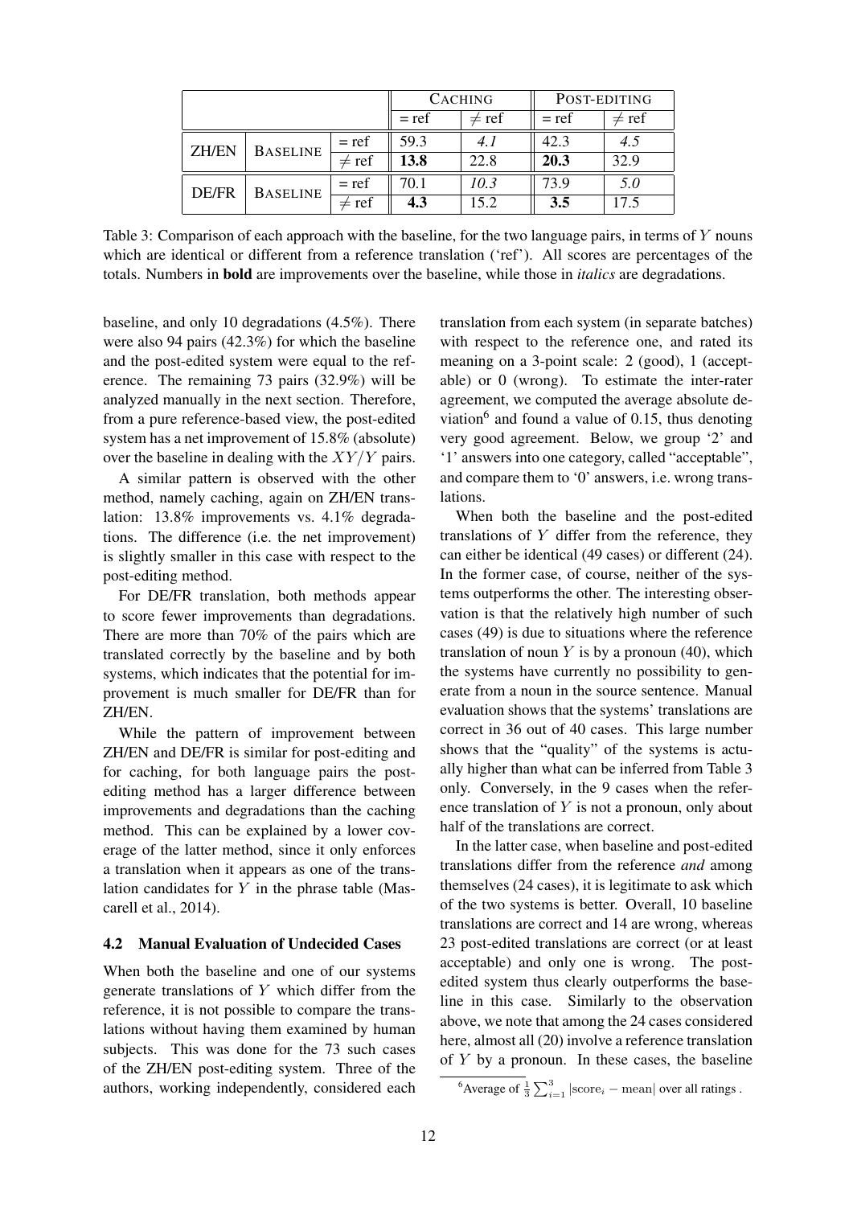| | | | CACHING | | POST-EDITING | |
|---|---|---|---|---|---|---|
| | | | = ref | ≠ ref | = ref | ≠ ref |
| ZH/EN | BASELINE | = ref | 59.3 | *4.1* | 42.3 | *4.5* |
| | | ≠ ref | **13.8** | 22.8 | **20.3** | 32.9 |
| DE/FR | BASELINE | = ref | 70.1 | *10.3* | 73.9 | *5.0* |
| | | ≠ ref | **4.3** | 15.2 | **3.5** | 17.5 |

Table 3: Comparison of each approach with the baseline, for the two language pairs, in terms of $Y$ nouns which are identical or different from a reference translation ('ref'). All scores are percentages of the totals. Numbers in **bold** are improvements over the baseline, while those in *italics* are degradations.

baseline, and only 10 degradations (4.5%). There were also 94 pairs (42.3%) for which the baseline and the post-edited system were equal to the reference. The remaining 73 pairs (32.9%) will be analyzed manually in the next section. Therefore, from a pure reference-based view, the post-edited system has a net improvement of 15.8% (absolute) over the baseline in dealing with the $XY/Y$ pairs.

A similar pattern is observed with the other method, namely caching, again on ZH/EN translation: 13.8% improvements vs. 4.1% degradations. The difference (i.e. the net improvement) is slightly smaller in this case with respect to the post-editing method.

For DE/FR translation, both methods appear to score fewer improvements than degradations. There are more than 70% of the pairs which are translated correctly by the baseline and by both systems, which indicates that the potential for improvement is much smaller for DE/FR than for ZH/EN.

While the pattern of improvement between ZH/EN and DE/FR is similar for post-editing and for caching, for both language pairs the post-editing method has a larger difference between improvements and degradations than the caching method. This can be explained by a lower coverage of the latter method, since it only enforces a translation when it appears as one of the translation candidates for $Y$ in the phrase table (Mascarell et al., 2014).

### 4.2 Manual Evaluation of Undecided Cases

When both the baseline and one of our systems generate translations of $Y$ which differ from the reference, it is not possible to compare the translations without having them examined by human subjects. This was done for the 73 such cases of the ZH/EN post-editing system. Three of the authors, working independently, considered each translation from each system (in separate batches) with respect to the reference one, and rated its meaning on a 3-point scale: 2 (good), 1 (acceptable) or 0 (wrong). To estimate the inter-rater agreement, we computed the average absolute deviation[6] and found a value of 0.15, thus denoting very good agreement. Below, we group '2' and '1' answers into one category, called "acceptable", and compare them to '0' answers, i.e. wrong translations.

When both the baseline and the post-edited translations of $Y$ differ from the reference, they can either be identical (49 cases) or different (24). In the former case, of course, neither of the systems outperforms the other. The interesting observation is that the relatively high number of such cases (49) is due to situations where the reference translation of noun $Y$ is by a pronoun (40), which the systems have currently no possibility to generate from a noun in the source sentence. Manual evaluation shows that the systems' translations are correct in 36 out of 40 cases. This large number shows that the "quality" of the systems is actually higher than what can be inferred from Table 3 only. Conversely, in the 9 cases when the reference translation of $Y$ is not a pronoun, only about half of the translations are correct.

In the latter case, when baseline and post-edited translations differ from the reference *and* among themselves (24 cases), it is legitimate to ask which of the two systems is better. Overall, 10 baseline translations are correct and 14 are wrong, whereas 23 post-edited translations are correct (or at least acceptable) and only one is wrong. The post-edited system thus clearly outperforms the baseline in this case. Similarly to the observation above, we note that among the 24 cases considered here, almost all (20) involve a reference translation of $Y$ by a pronoun. In these cases, the baseline

[6] Average of $\frac{1}{3}\sum_{i=1}^{3}|\text{score}_i - \text{mean}|$ over all ratings .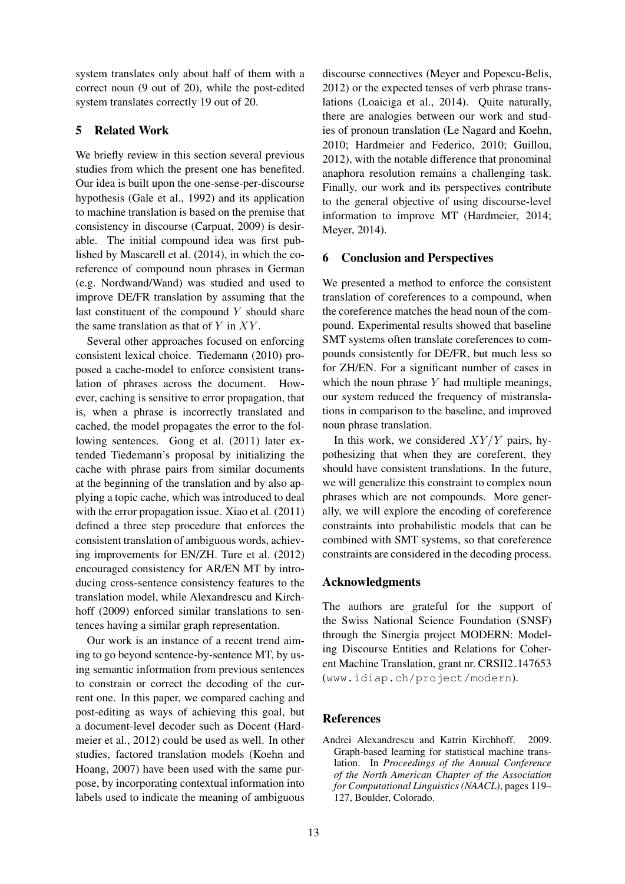system translates only about half of them with a correct noun (9 out of 20), while the post-edited system translates correctly 19 out of 20.

## 5 Related Work

We briefly review in this section several previous studies from which the present one has benefited. Our idea is built upon the one-sense-per-discourse hypothesis (Gale et al., 1992) and its application to machine translation is based on the premise that consistency in discourse (Carpuat, 2009) is desirable. The initial compound idea was first published by Mascarell et al. (2014), in which the coreference of compound noun phrases in German (e.g. Nordwand/Wand) was studied and used to improve DE/FR translation by assuming that the last constituent of the compound $Y$ should share the same translation as that of $Y$ in $XY$.

Several other approaches focused on enforcing consistent lexical choice. Tiedemann (2010) proposed a cache-model to enforce consistent translation of phrases across the document. However, caching is sensitive to error propagation, that is, when a phrase is incorrectly translated and cached, the model propagates the error to the following sentences. Gong et al. (2011) later extended Tiedemann's proposal by initializing the cache with phrase pairs from similar documents at the beginning of the translation and by also applying a topic cache, which was introduced to deal with the error propagation issue. Xiao et al. (2011) defined a three step procedure that enforces the consistent translation of ambiguous words, achieving improvements for EN/ZH. Ture et al. (2012) encouraged consistency for AR/EN MT by introducing cross-sentence consistency features to the translation model, while Alexandrescu and Kirchhoff (2009) enforced similar translations to sentences having a similar graph representation.

Our work is an instance of a recent trend aiming to go beyond sentence-by-sentence MT, by using semantic information from previous sentences to constrain or correct the decoding of the current one. In this paper, we compared caching and post-editing as ways of achieving this goal, but a document-level decoder such as Docent (Hardmeier et al., 2012) could be used as well. In other studies, factored translation models (Koehn and Hoang, 2007) have been used with the same purpose, by incorporating contextual information into labels used to indicate the meaning of ambiguous discourse connectives (Meyer and Popescu-Belis, 2012) or the expected tenses of verb phrase translations (Loaiciga et al., 2014). Quite naturally, there are analogies between our work and studies of pronoun translation (Le Nagard and Koehn, 2010; Hardmeier and Federico, 2010; Guillou, 2012), with the notable difference that pronominal anaphora resolution remains a challenging task. Finally, our work and its perspectives contribute to the general objective of using discourse-level information to improve MT (Hardmeier, 2014; Meyer, 2014).

## 6 Conclusion and Perspectives

We presented a method to enforce the consistent translation of coreferences to a compound, when the coreference matches the head noun of the compound. Experimental results showed that baseline SMT systems often translate coreferences to compounds consistently for DE/FR, but much less so for ZH/EN. For a significant number of cases in which the noun phrase $Y$ had multiple meanings, our system reduced the frequency of mistranslations in comparison to the baseline, and improved noun phrase translation.

In this work, we considered $XY/Y$ pairs, hypothesizing that when they are coreferent, they should have consistent translations. In the future, we will generalize this constraint to complex noun phrases which are not compounds. More generally, we will explore the encoding of coreference constraints into probabilistic models that can be combined with SMT systems, so that coreference constraints are considered in the decoding process.

### Acknowledgments

The authors are grateful for the support of the Swiss National Science Foundation (SNSF) through the Sinergia project MODERN: Modeling Discourse Entities and Relations for Coherent Machine Translation, grant nr. CRSII2_147653 (www.idiap.ch/project/modern).

## References

Andrei Alexandrescu and Katrin Kirchhoff. 2009. Graph-based learning for statistical machine translation. In *Proceedings of the Annual Conference of the North American Chapter of the Association for Computational Linguistics (NAACL)*, pages 119–127, Boulder, Colorado.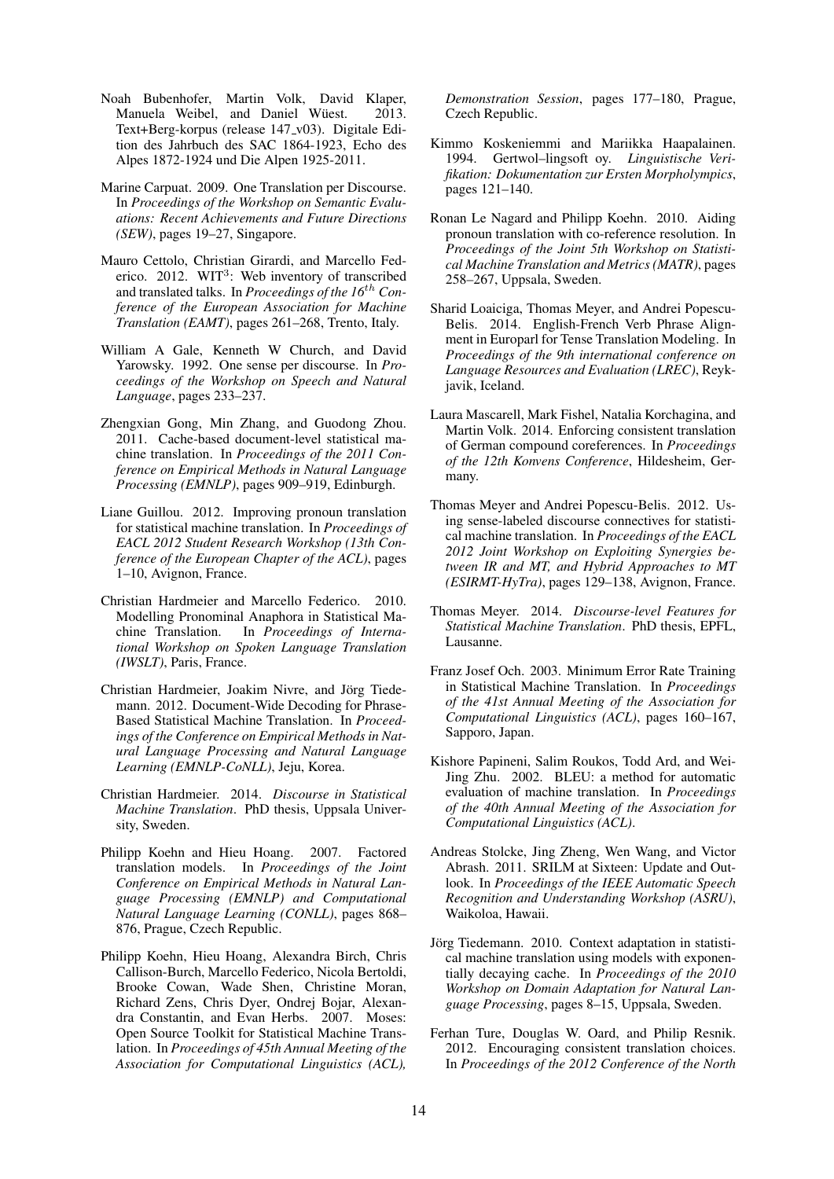Noah Bubenhofer, Martin Volk, David Klaper, Manuela Weibel, and Daniel Wüest. 2013. Text+Berg-korpus (release 147_v03). Digitale Edition des Jahrbuch des SAC 1864-1923, Echo des Alpes 1872-1924 und Die Alpen 1925-2011.

Marine Carpuat. 2009. One Translation per Discourse. In *Proceedings of the Workshop on Semantic Evaluations: Recent Achievements and Future Directions (SEW)*, pages 19–27, Singapore.

Mauro Cettolo, Christian Girardi, and Marcello Federico. 2012. WIT$^3$: Web inventory of transcribed and translated talks. In *Proceedings of the 16$^{th}$ Conference of the European Association for Machine Translation (EAMT)*, pages 261–268, Trento, Italy.

William A Gale, Kenneth W Church, and David Yarowsky. 1992. One sense per discourse. In *Proceedings of the Workshop on Speech and Natural Language*, pages 233–237.

Zhengxian Gong, Min Zhang, and Guodong Zhou. 2011. Cache-based document-level statistical machine translation. In *Proceedings of the 2011 Conference on Empirical Methods in Natural Language Processing (EMNLP)*, pages 909–919, Edinburgh.

Liane Guillou. 2012. Improving pronoun translation for statistical machine translation. In *Proceedings of EACL 2012 Student Research Workshop (13th Conference of the European Chapter of the ACL)*, pages 1–10, Avignon, France.

Christian Hardmeier and Marcello Federico. 2010. Modelling Pronominal Anaphora in Statistical Machine Translation. In *Proceedings of International Workshop on Spoken Language Translation (IWSLT)*, Paris, France.

Christian Hardmeier, Joakim Nivre, and Jörg Tiedemann. 2012. Document-Wide Decoding for Phrase-Based Statistical Machine Translation. In *Proceedings of the Conference on Empirical Methods in Natural Language Processing and Natural Language Learning (EMNLP-CoNLL)*, Jeju, Korea.

Christian Hardmeier. 2014. *Discourse in Statistical Machine Translation*. PhD thesis, Uppsala University, Sweden.

Philipp Koehn and Hieu Hoang. 2007. Factored translation models. In *Proceedings of the Joint Conference on Empirical Methods in Natural Language Processing (EMNLP) and Computational Natural Language Learning (CONLL)*, pages 868–876, Prague, Czech Republic.

Philipp Koehn, Hieu Hoang, Alexandra Birch, Chris Callison-Burch, Marcello Federico, Nicola Bertoldi, Brooke Cowan, Wade Shen, Christine Moran, Richard Zens, Chris Dyer, Ondrej Bojar, Alexandra Constantin, and Evan Herbs. 2007. Moses: Open Source Toolkit for Statistical Machine Translation. In *Proceedings of 45th Annual Meeting of the Association for Computational Linguistics (ACL), Demonstration Session*, pages 177–180, Prague, Czech Republic.

Kimmo Koskeniemmi and Mariikka Haapalainen. 1994. Gertwol–lingsoft oy. *Linguistische Verifikation: Dokumentation zur Ersten Morpholympics*, pages 121–140.

Ronan Le Nagard and Philipp Koehn. 2010. Aiding pronoun translation with co-reference resolution. In *Proceedings of the Joint 5th Workshop on Statistical Machine Translation and Metrics (MATR)*, pages 258–267, Uppsala, Sweden.

Sharid Loaiciga, Thomas Meyer, and Andrei Popescu-Belis. 2014. English-French Verb Phrase Alignment in Europarl for Tense Translation Modeling. In *Proceedings of the 9th international conference on Language Resources and Evaluation (LREC)*, Reykjavik, Iceland.

Laura Mascarell, Mark Fishel, Natalia Korchagina, and Martin Volk. 2014. Enforcing consistent translation of German compound coreferences. In *Proceedings of the 12th Konvens Conference*, Hildesheim, Germany.

Thomas Meyer and Andrei Popescu-Belis. 2012. Using sense-labeled discourse connectives for statistical machine translation. In *Proceedings of the EACL 2012 Joint Workshop on Exploiting Synergies between IR and MT, and Hybrid Approaches to MT (ESIRMT-HyTra)*, pages 129–138, Avignon, France.

Thomas Meyer. 2014. *Discourse-level Features for Statistical Machine Translation*. PhD thesis, EPFL, Lausanne.

Franz Josef Och. 2003. Minimum Error Rate Training in Statistical Machine Translation. In *Proceedings of the 41st Annual Meeting of the Association for Computational Linguistics (ACL)*, pages 160–167, Sapporo, Japan.

Kishore Papineni, Salim Roukos, Todd Ard, and Wei-Jing Zhu. 2002. BLEU: a method for automatic evaluation of machine translation. In *Proceedings of the 40th Annual Meeting of the Association for Computational Linguistics (ACL)*.

Andreas Stolcke, Jing Zheng, Wen Wang, and Victor Abrash. 2011. SRILM at Sixteen: Update and Outlook. In *Proceedings of the IEEE Automatic Speech Recognition and Understanding Workshop (ASRU)*, Waikoloa, Hawaii.

Jörg Tiedemann. 2010. Context adaptation in statistical machine translation using models with exponentially decaying cache. In *Proceedings of the 2010 Workshop on Domain Adaptation for Natural Language Processing*, pages 8–15, Uppsala, Sweden.

Ferhan Ture, Douglas W. Oard, and Philip Resnik. 2012. Encouraging consistent translation choices. In *Proceedings of the 2012 Conference of the North*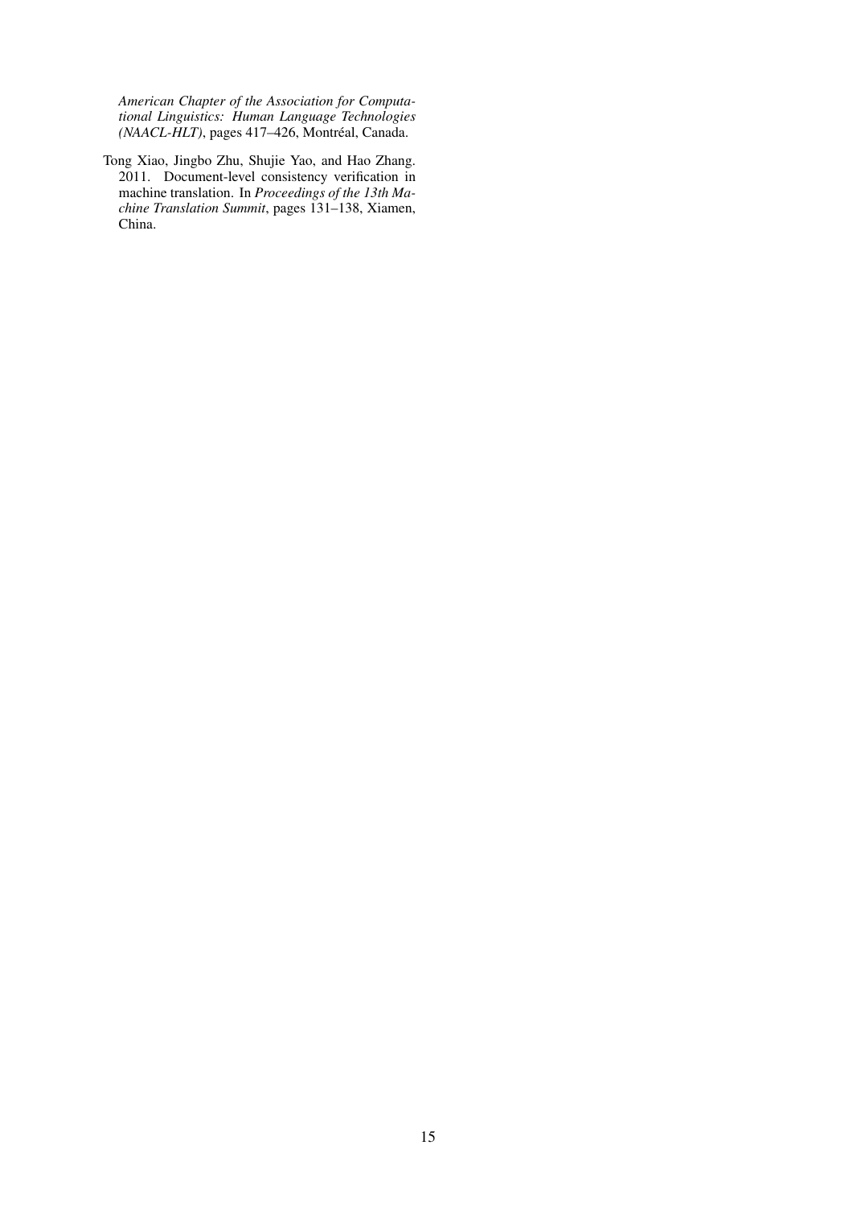*American Chapter of the Association for Computational Linguistics: Human Language Technologies (NAACL-HLT)*, pages 417–426, Montréal, Canada.

Tong Xiao, Jingbo Zhu, Shujie Yao, and Hao Zhang. 2011. Document-level consistency verification in machine translation. In *Proceedings of the 13th Machine Translation Summit*, pages 131–138, Xiamen, China.